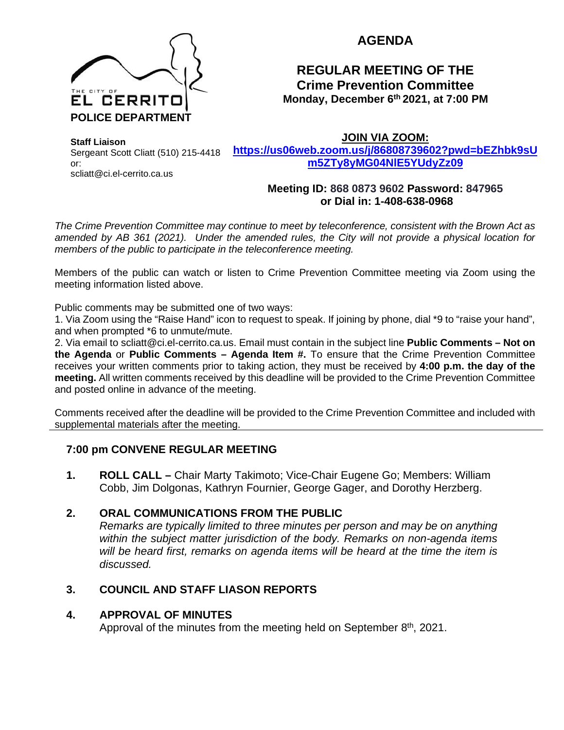THE CITY OF EL CERRITO
**POLICE DEPARTMENT**

# AGENDA

## REGULAR MEETING OF THE Crime Prevention Committee

**Monday, December 6th 2021, at 7:00 PM**

**Staff Liaison**
Sergeant Scott Cliatt (510) 215-4418
or:
scliatt@ci.el-cerrito.ca.us

**JOIN VIA ZOOM:**
**https://us06web.zoom.us/j/86808739602?pwd=bEZhbk9sUm5ZTy8yMG04NlE5YUdyZz09**

**Meeting ID: 868 0873 9602 Password: 847965**
**or Dial in: 1-408-638-0968**

*The Crime Prevention Committee may continue to meet by teleconference, consistent with the Brown Act as amended by AB 361 (2021). Under the amended rules, the City will not provide a physical location for members of the public to participate in the teleconference meeting.*

Members of the public can watch or listen to Crime Prevention Committee meeting via Zoom using the meeting information listed above.

Public comments may be submitted one of two ways:
1. Via Zoom using the "Raise Hand" icon to request to speak. If joining by phone, dial *9 to "raise your hand", and when prompted *6 to unmute/mute.
2. Via email to scliatt@ci.el-cerrito.ca.us. Email must contain in the subject line **Public Comments – Not on the Agenda** or **Public Comments – Agenda Item #.** To ensure that the Crime Prevention Committee receives your written comments prior to taking action, they must be received by **4:00 p.m. the day of the meeting.** All written comments received by this deadline will be provided to the Crime Prevention Committee and posted online in advance of the meeting.

Comments received after the deadline will be provided to the Crime Prevention Committee and included with supplemental materials after the meeting.

---

### 7:00 pm CONVENE REGULAR MEETING

**1. ROLL CALL –** Chair Marty Takimoto; Vice-Chair Eugene Go; Members: William Cobb, Jim Dolgonas, Kathryn Fournier, George Gager, and Dorothy Herzberg.

**2. ORAL COMMUNICATIONS FROM THE PUBLIC**
*Remarks are typically limited to three minutes per person and may be on anything within the subject matter jurisdiction of the body. Remarks on non-agenda items will be heard first, remarks on agenda items will be heard at the time the item is discussed.*

**3. COUNCIL AND STAFF LIASON REPORTS**

**4. APPROVAL OF MINUTES**
Approval of the minutes from the meeting held on September 8th, 2021.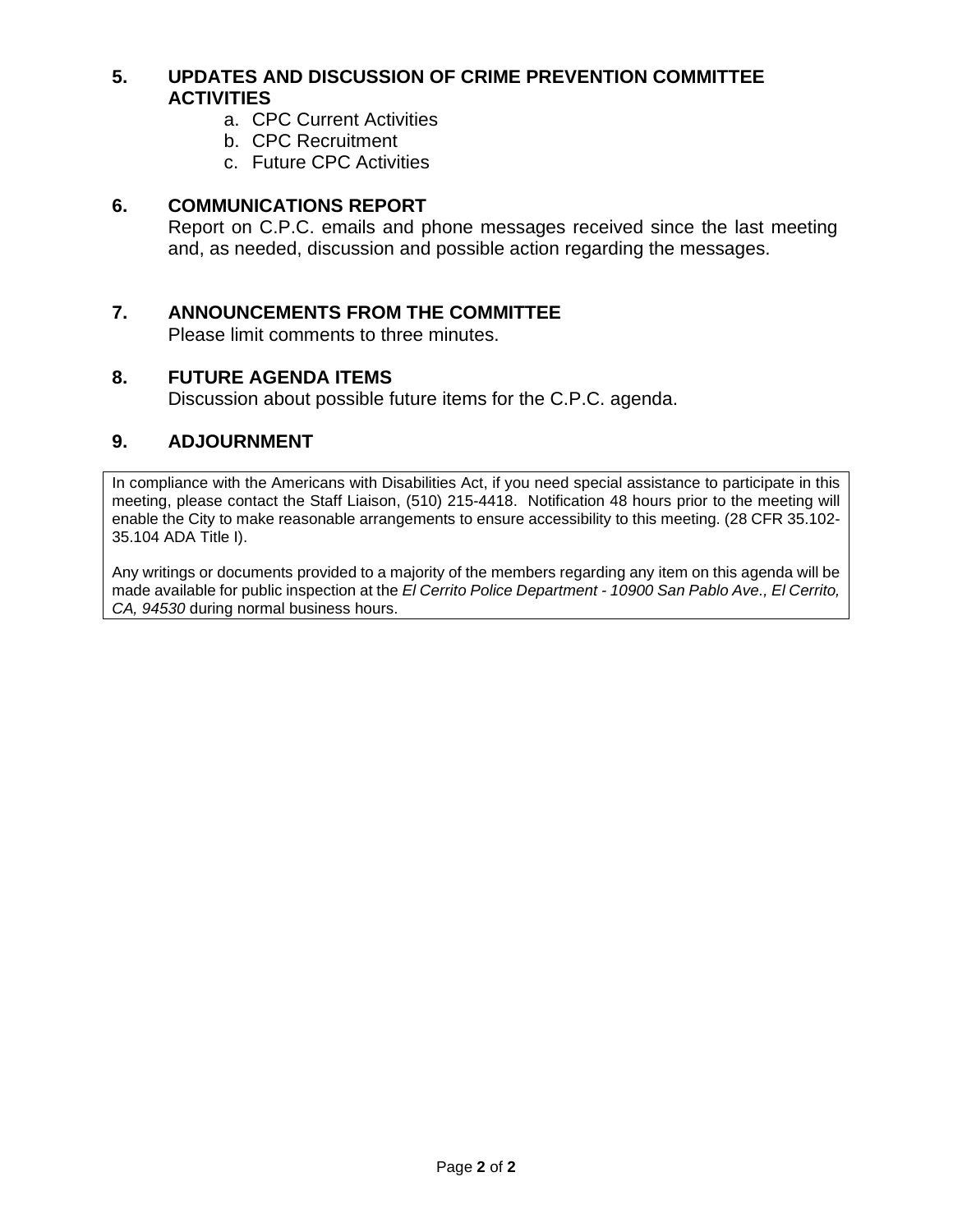**5. UPDATES AND DISCUSSION OF CRIME PREVENTION COMMITTEE ACTIVITIES**

a. CPC Current Activities
b. CPC Recruitment
c. Future CPC Activities

**6. COMMUNICATIONS REPORT**

Report on C.P.C. emails and phone messages received since the last meeting and, as needed, discussion and possible action regarding the messages.

**7. ANNOUNCEMENTS FROM THE COMMITTEE**

Please limit comments to three minutes.

**8. FUTURE AGENDA ITEMS**

Discussion about possible future items for the C.P.C. agenda.

**9. ADJOURNMENT**

In compliance with the Americans with Disabilities Act, if you need special assistance to participate in this meeting, please contact the Staff Liaison, (510) 215-4418. Notification 48 hours prior to the meeting will enable the City to make reasonable arrangements to ensure accessibility to this meeting. (28 CFR 35.102-35.104 ADA Title I).

Any writings or documents provided to a majority of the members regarding any item on this agenda will be made available for public inspection at the *El Cerrito Police Department - 10900 San Pablo Ave., El Cerrito, CA, 94530* during normal business hours.